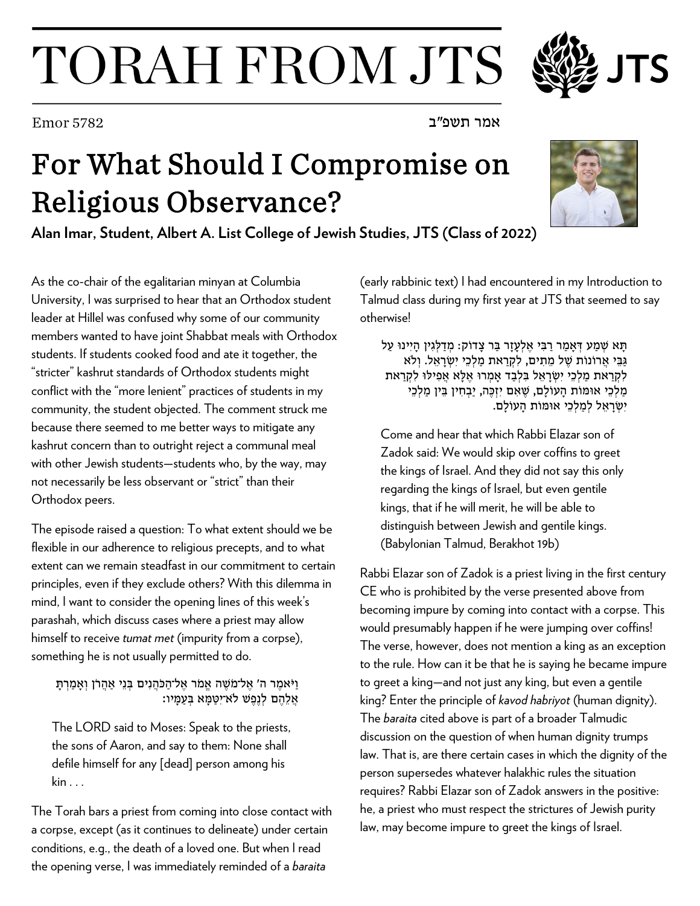# TORAH FROM JTS

Emor 5782 אמר תשפ״ב

# For What Should I Compromise on Religious Observance?

**Alan Imar, Student, Albert A. List College of Jewish Studies, JTS (Class of 2022)**

As the co-chair of the egalitarian minyan at Columbia University, I was surprised to hear that an Orthodox student leader at Hillel was confused why some of our community members wanted to have joint Shabbat meals with Orthodox students. If students cooked food and ate it together, the "stricter" kashrut standards of Orthodox students might conflict with the "more lenient" practices of students in my community, the student objected. The comment struck me because there seemed to me better ways to mitigate any kashrut concern than to outright reject a communal meal with other Jewish students—students who, by the way, may not necessarily be less observant or "strict" than their Orthodox peers.

The episode raised a question: To what extent should we be flexible in our adherence to religious precepts, and to what extent can we remain steadfast in our commitment to certain principles, even if they exclude others? With this dilemma in mind, I want to consider the opening lines of this week's parashah, which discuss cases where a priest may allow himself to receive *tumat met* (impurity from a corpse), something he is not usually permitted to do.

> וַיֹּאמֶר ה׳ אֶל־מֹשֶׁה אֱמֹר אֶל־הַכֹּהֲנִים בְּנֵי אַהֲרֹן וְאָמַרְתָּ אֲלֵהֶם לְנֶפֶשׁ לֹא־יִטַּמָּא בְּעַמָּיו׃
>
> The LORD said to Moses: Speak to the priests, the sons of Aaron, and say to them: None shall defile himself for any [dead] person among his kin . . .

The Torah bars a priest from coming into close contact with a corpse, except (as it continues to delineate) under certain conditions, e.g., the death of a loved one. But when I read the opening verse, I was immediately reminded of a *baraita* (early rabbinic text) I had encountered in my Introduction to Talmud class during my first year at JTS that seemed to say otherwise!

> תָּא שְׁמַע דְּאָמַר רַבִּי אֶלְעָזָר בַּר צָדוֹק: מְדַלְּגִין הָיִינוּ עַל גַּבֵּי אֲרוֹנוֹת שֶׁל מֵתִים, לִקְרַאת מַלְכֵי יִשְׂרָאֵל. וְלֹא לִקְרַאת מַלְכֵי יִשְׂרָאֵל בִּלְבַד אָמְרוּ אֶלָּא אֲפִילּוּ לִקְרַאת מַלְכֵי אוּמּוֹת הָעוֹלָם, שֶׁאִם יִזְכֶּה, יַבְחִין בֵּין מַלְכֵי יִשְׂרָאֵל לְמַלְכֵי אוּמּוֹת הָעוֹלָם.
>
> Come and hear that which Rabbi Elazar son of Zadok said: We would skip over coffins to greet the kings of Israel. And they did not say this only regarding the kings of Israel, but even gentile kings, that if he will merit, he will be able to distinguish between Jewish and gentile kings. (Babylonian Talmud, Berakhot 19b)

Rabbi Elazar son of Zadok is a priest living in the first century CE who is prohibited by the verse presented above from becoming impure by coming into contact with a corpse. This would presumably happen if he were jumping over coffins! The verse, however, does not mention a king as an exception to the rule. How can it be that he is saying he became impure to greet a king—and not just any king, but even a gentile king? Enter the principle of *kavod habriyot* (human dignity). The *baraita* cited above is part of a broader Talmudic discussion on the question of when human dignity trumps law. That is, are there certain cases in which the dignity of the person supersedes whatever halakhic rules the situation requires? Rabbi Elazar son of Zadok answers in the positive: he, a priest who must respect the strictures of Jewish purity law, may become impure to greet the kings of Israel.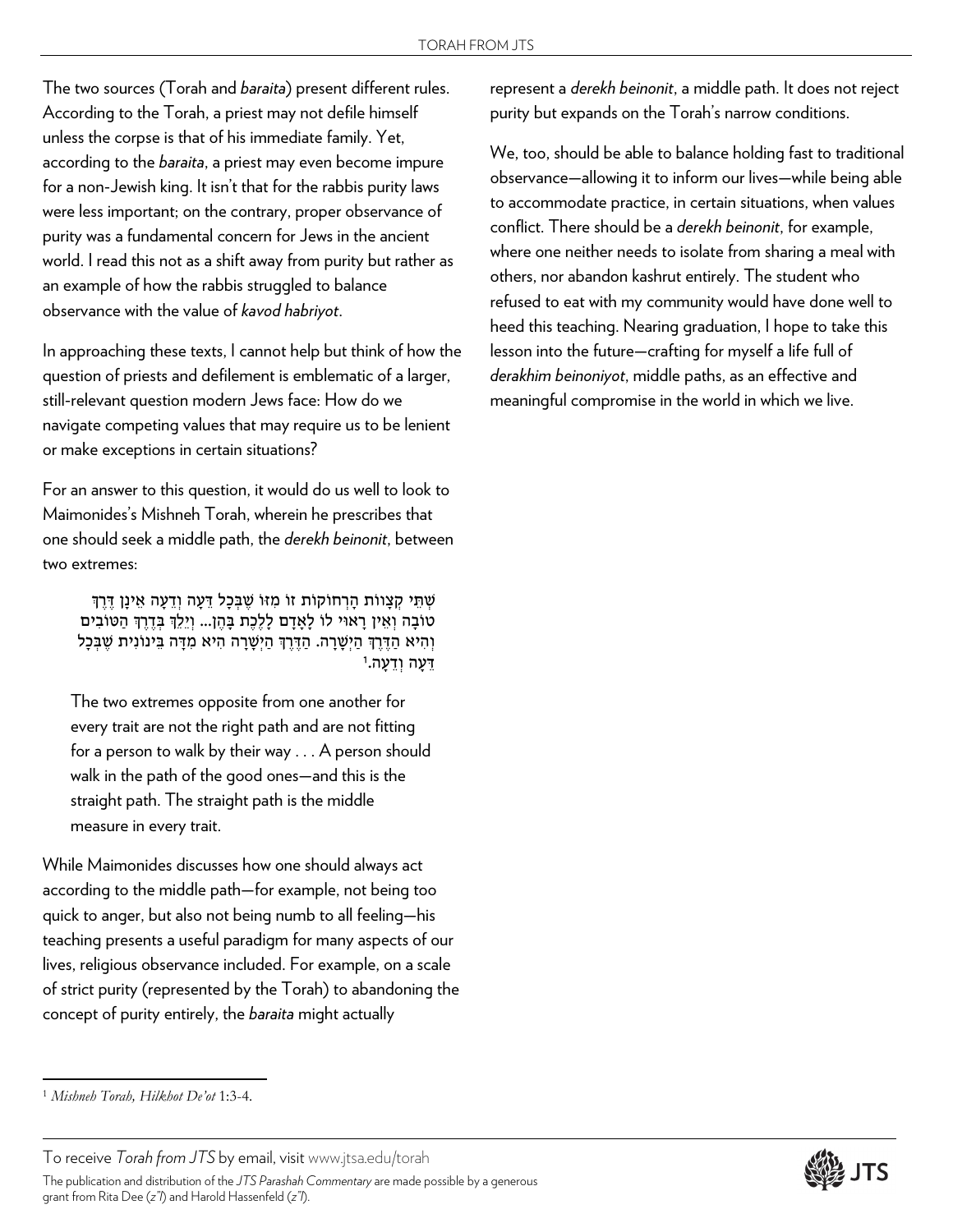The two sources (Torah and *baraita*) present different rules. According to the Torah, a priest may not defile himself unless the corpse is that of his immediate family. Yet, according to the *baraita*, a priest may even become impure for a non-Jewish king. It isn't that for the rabbis purity laws were less important; on the contrary, proper observance of purity was a fundamental concern for Jews in the ancient world. I read this not as a shift away from purity but rather as an example of how the rabbis struggled to balance observance with the value of *kavod habriyot*.

In approaching these texts, I cannot help but think of how the question of priests and defilement is emblematic of a larger, still-relevant question modern Jews face: How do we navigate competing values that may require us to be lenient or make exceptions in certain situations?

For an answer to this question, it would do us well to look to Maimonides's Mishneh Torah, wherein he prescribes that one should seek a middle path, the *derekh beinonit*, between two extremes:

> שְׁתֵּי קְצָווֹת הָרְחוֹקוֹת זוֹ מִזּוֹ שֶׁבְּכָל דֵּעָה וְדֵעָה אֵינָן דֶּרֶךְ טוֹבָה וְאֵין רָאוּי לוֹ לָאָדָם לָלֶכֶת בָּהֶן... וְיֵלֵךְ בְּדֶרֶךְ הַטּוֹבִים וְהִיא הַדֶּרֶךְ הַיְשָׁרָה. הַדֶּרֶךְ הַיְשָׁרָה הִיא מִדָּה בֵּינוֹנִית שֶׁבְּכָל דֵּעָה וְדֵעָה.[1]
>
> The two extremes opposite from one another for every trait are not the right path and are not fitting for a person to walk by their way . . . A person should walk in the path of the good ones—and this is the straight path. The straight path is the middle measure in every trait.

While Maimonides discusses how one should always act according to the middle path—for example, not being too quick to anger, but also not being numb to all feeling—his teaching presents a useful paradigm for many aspects of our lives, religious observance included. For example, on a scale of strict purity (represented by the Torah) to abandoning the concept of purity entirely, the *baraita* might actually represent a *derekh beinonit*, a middle path. It does not reject purity but expands on the Torah's narrow conditions.

We, too, should be able to balance holding fast to traditional observance—allowing it to inform our lives—while being able to accommodate practice, in certain situations, when values conflict. There should be a *derekh beinonit*, for example, where one neither needs to isolate from sharing a meal with others, nor abandon kashrut entirely. The student who refused to eat with my community would have done well to heed this teaching. Nearing graduation, I hope to take this lesson into the future—crafting for myself a life full of *derakhim beinoniyot*, middle paths, as an effective and meaningful compromise in the world in which we live.

---

[1] *Mishneh Torah, Hilkhot De'ot* 1:3-4.

To receive *Torah from JTS* by email, visit www.jtsa.edu/torah

The publication and distribution of the *JTS Parashah Commentary* are made possible by a generous grant from Rita Dee (*z"l*) and Harold Hassenfeld (*z"l*).